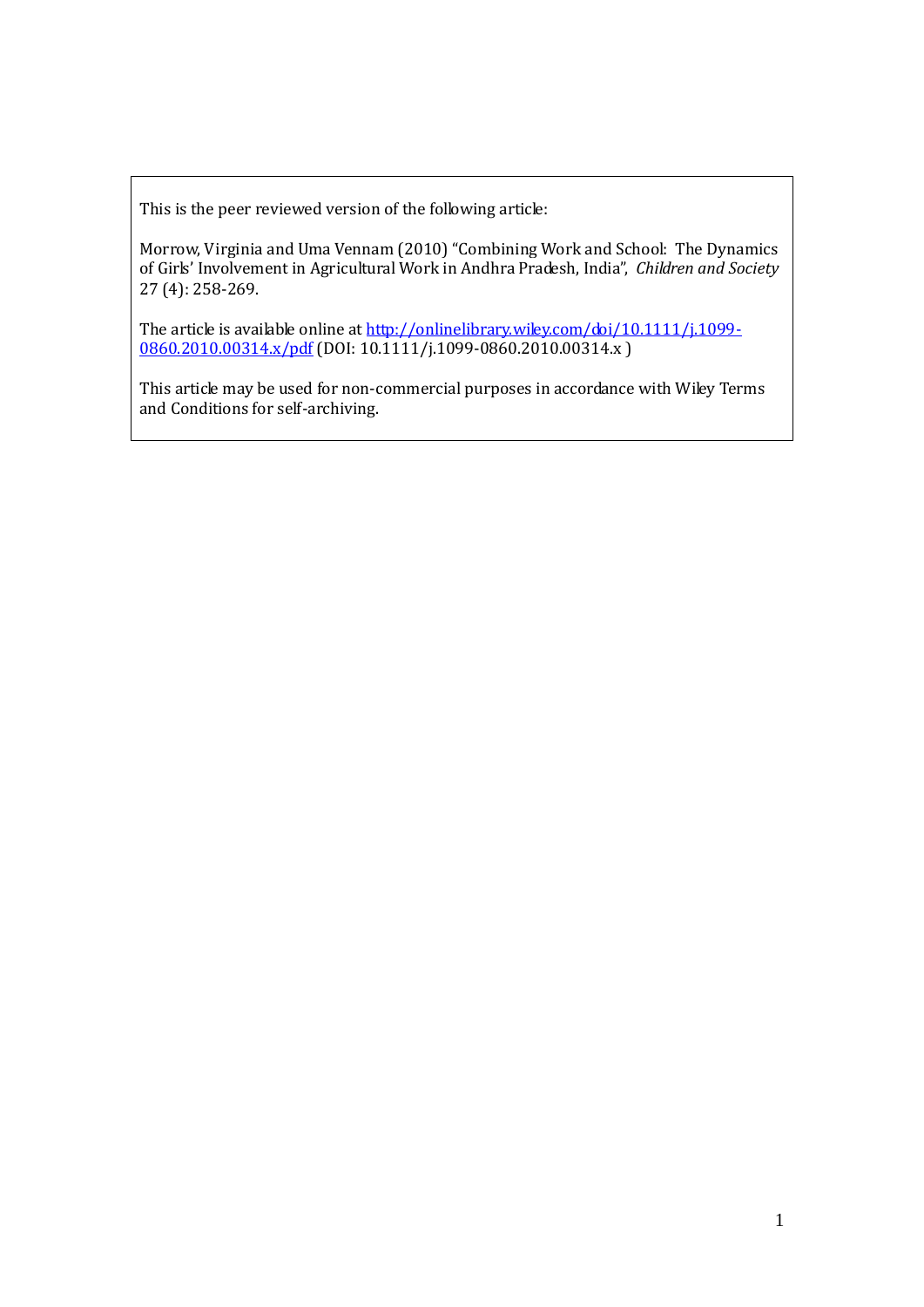This is the peer reviewed version of the following article:

Morrow, Virginia and Uma Vennam (2010) "Combining Work and School: The Dynamics of Girls' Involvement in Agricultural Work in Andhra Pradesh, India", *Children and Society* 27 (4): 258-269.

The article is available online at [http://onlinelibrary.wiley.com/doi/10.1111/j.1099-0860.2010.00314.x/pdf](http://onlinelibrary.wiley.com/doi/10.1111/j.1099-0860.2010.00314.x/pdf) (DOI: 10.1111/j.1099-0860.2010.00314.x )

This article may be used for non-commercial purposes in accordance with Wiley Terms and Conditions for self-archiving.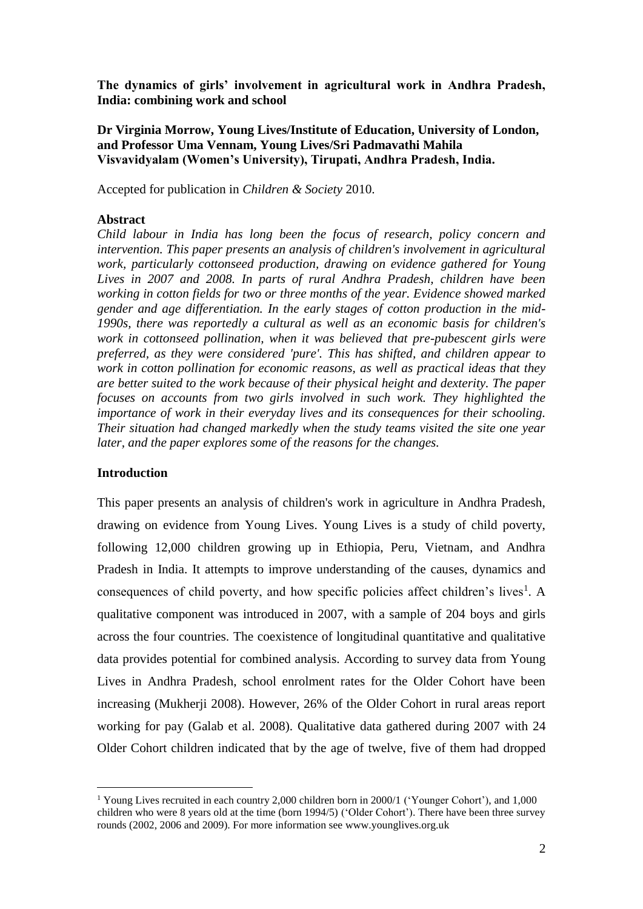**The dynamics of girls' involvement in agricultural work in Andhra Pradesh, India: combining work and school**

**Dr Virginia Morrow, Young Lives/Institute of Education, University of London, and Professor Uma Vennam, Young Lives/Sri Padmavathi Mahila Visvavidyalam (Women's University), Tirupati, Andhra Pradesh, India.**

Accepted for publication in *Children & Society* 2010.

## Abstract

*Child labour in India has long been the focus of research, policy concern and intervention. This paper presents an analysis of children's involvement in agricultural work, particularly cottonseed production, drawing on evidence gathered for Young Lives in 2007 and 2008. In parts of rural Andhra Pradesh, children have been working in cotton fields for two or three months of the year. Evidence showed marked gender and age differentiation. In the early stages of cotton production in the mid-1990s, there was reportedly a cultural as well as an economic basis for children's work in cottonseed pollination, when it was believed that pre-pubescent girls were preferred, as they were considered 'pure'. This has shifted, and children appear to work in cotton pollination for economic reasons, as well as practical ideas that they are better suited to the work because of their physical height and dexterity. The paper focuses on accounts from two girls involved in such work. They highlighted the importance of work in their everyday lives and its consequences for their schooling. Their situation had changed markedly when the study teams visited the site one year later, and the paper explores some of the reasons for the changes.*

## Introduction

This paper presents an analysis of children's work in agriculture in Andhra Pradesh, drawing on evidence from Young Lives. Young Lives is a study of child poverty, following 12,000 children growing up in Ethiopia, Peru, Vietnam, and Andhra Pradesh in India. It attempts to improve understanding of the causes, dynamics and consequences of child poverty, and how specific policies affect children's lives[1]. A qualitative component was introduced in 2007, with a sample of 204 boys and girls across the four countries. The coexistence of longitudinal quantitative and qualitative data provides potential for combined analysis. According to survey data from Young Lives in Andhra Pradesh, school enrolment rates for the Older Cohort have been increasing (Mukherji 2008). However, 26% of the Older Cohort in rural areas report working for pay (Galab et al. 2008). Qualitative data gathered during 2007 with 24 Older Cohort children indicated that by the age of twelve, five of them had dropped

[1] Young Lives recruited in each country 2,000 children born in 2000/1 ('Younger Cohort'), and 1,000 children who were 8 years old at the time (born 1994/5) ('Older Cohort'). There have been three survey rounds (2002, 2006 and 2009). For more information see www.younglives.org.uk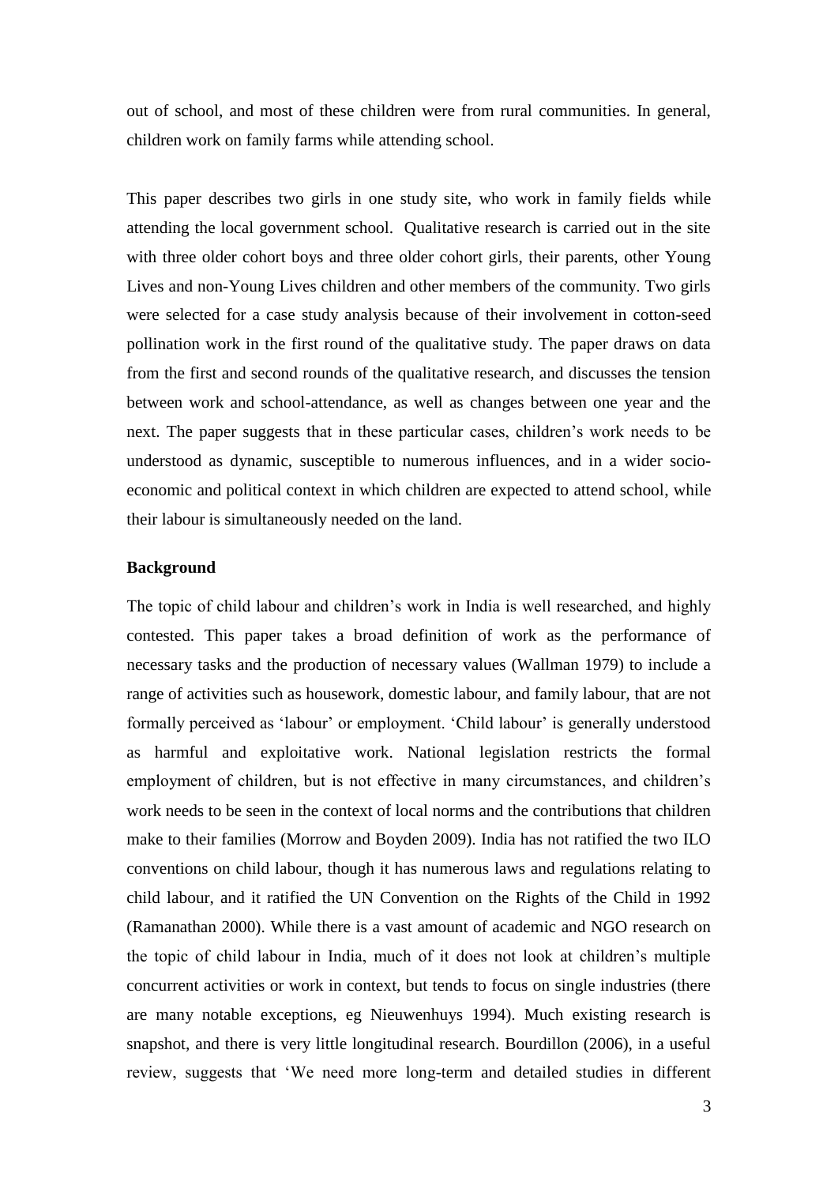out of school, and most of these children were from rural communities. In general, children work on family farms while attending school.

This paper describes two girls in one study site, who work in family fields while attending the local government school. Qualitative research is carried out in the site with three older cohort boys and three older cohort girls, their parents, other Young Lives and non-Young Lives children and other members of the community. Two girls were selected for a case study analysis because of their involvement in cotton-seed pollination work in the first round of the qualitative study. The paper draws on data from the first and second rounds of the qualitative research, and discusses the tension between work and school-attendance, as well as changes between one year and the next. The paper suggests that in these particular cases, children's work needs to be understood as dynamic, susceptible to numerous influences, and in a wider socio-economic and political context in which children are expected to attend school, while their labour is simultaneously needed on the land.

**Background**

The topic of child labour and children's work in India is well researched, and highly contested. This paper takes a broad definition of work as the performance of necessary tasks and the production of necessary values (Wallman 1979) to include a range of activities such as housework, domestic labour, and family labour, that are not formally perceived as 'labour' or employment. 'Child labour' is generally understood as harmful and exploitative work. National legislation restricts the formal employment of children, but is not effective in many circumstances, and children's work needs to be seen in the context of local norms and the contributions that children make to their families (Morrow and Boyden 2009). India has not ratified the two ILO conventions on child labour, though it has numerous laws and regulations relating to child labour, and it ratified the UN Convention on the Rights of the Child in 1992 (Ramanathan 2000). While there is a vast amount of academic and NGO research on the topic of child labour in India, much of it does not look at children's multiple concurrent activities or work in context, but tends to focus on single industries (there are many notable exceptions, eg Nieuwenhuys 1994). Much existing research is snapshot, and there is very little longitudinal research. Bourdillon (2006), in a useful review, suggests that 'We need more long-term and detailed studies in different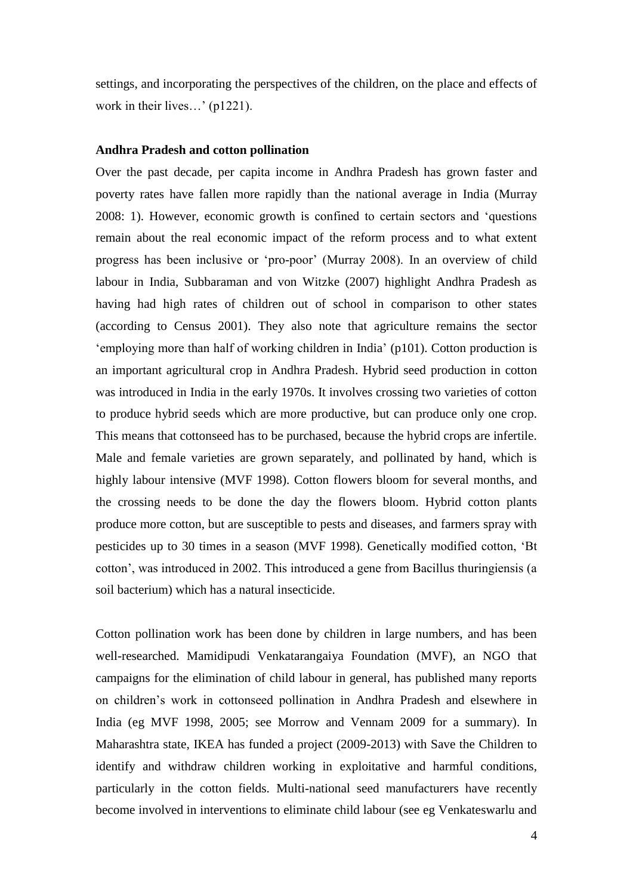settings, and incorporating the perspectives of the children, on the place and effects of work in their lives…' (p1221).

**Andhra Pradesh and cotton pollination**

Over the past decade, per capita income in Andhra Pradesh has grown faster and poverty rates have fallen more rapidly than the national average in India (Murray 2008: 1). However, economic growth is confined to certain sectors and 'questions remain about the real economic impact of the reform process and to what extent progress has been inclusive or 'pro-poor' (Murray 2008). In an overview of child labour in India, Subbaraman and von Witzke (2007) highlight Andhra Pradesh as having had high rates of children out of school in comparison to other states (according to Census 2001). They also note that agriculture remains the sector 'employing more than half of working children in India' (p101). Cotton production is an important agricultural crop in Andhra Pradesh. Hybrid seed production in cotton was introduced in India in the early 1970s. It involves crossing two varieties of cotton to produce hybrid seeds which are more productive, but can produce only one crop. This means that cottonseed has to be purchased, because the hybrid crops are infertile. Male and female varieties are grown separately, and pollinated by hand, which is highly labour intensive (MVF 1998). Cotton flowers bloom for several months, and the crossing needs to be done the day the flowers bloom. Hybrid cotton plants produce more cotton, but are susceptible to pests and diseases, and farmers spray with pesticides up to 30 times in a season (MVF 1998). Genetically modified cotton, 'Bt cotton', was introduced in 2002. This introduced a gene from Bacillus thuringiensis (a soil bacterium) which has a natural insecticide.

Cotton pollination work has been done by children in large numbers, and has been well-researched. Mamidipudi Venkatarangaiya Foundation (MVF), an NGO that campaigns for the elimination of child labour in general, has published many reports on children's work in cottonseed pollination in Andhra Pradesh and elsewhere in India (eg MVF 1998, 2005; see Morrow and Vennam 2009 for a summary). In Maharashtra state, IKEA has funded a project (2009-2013) with Save the Children to identify and withdraw children working in exploitative and harmful conditions, particularly in the cotton fields. Multi-national seed manufacturers have recently become involved in interventions to eliminate child labour (see eg Venkateswarlu and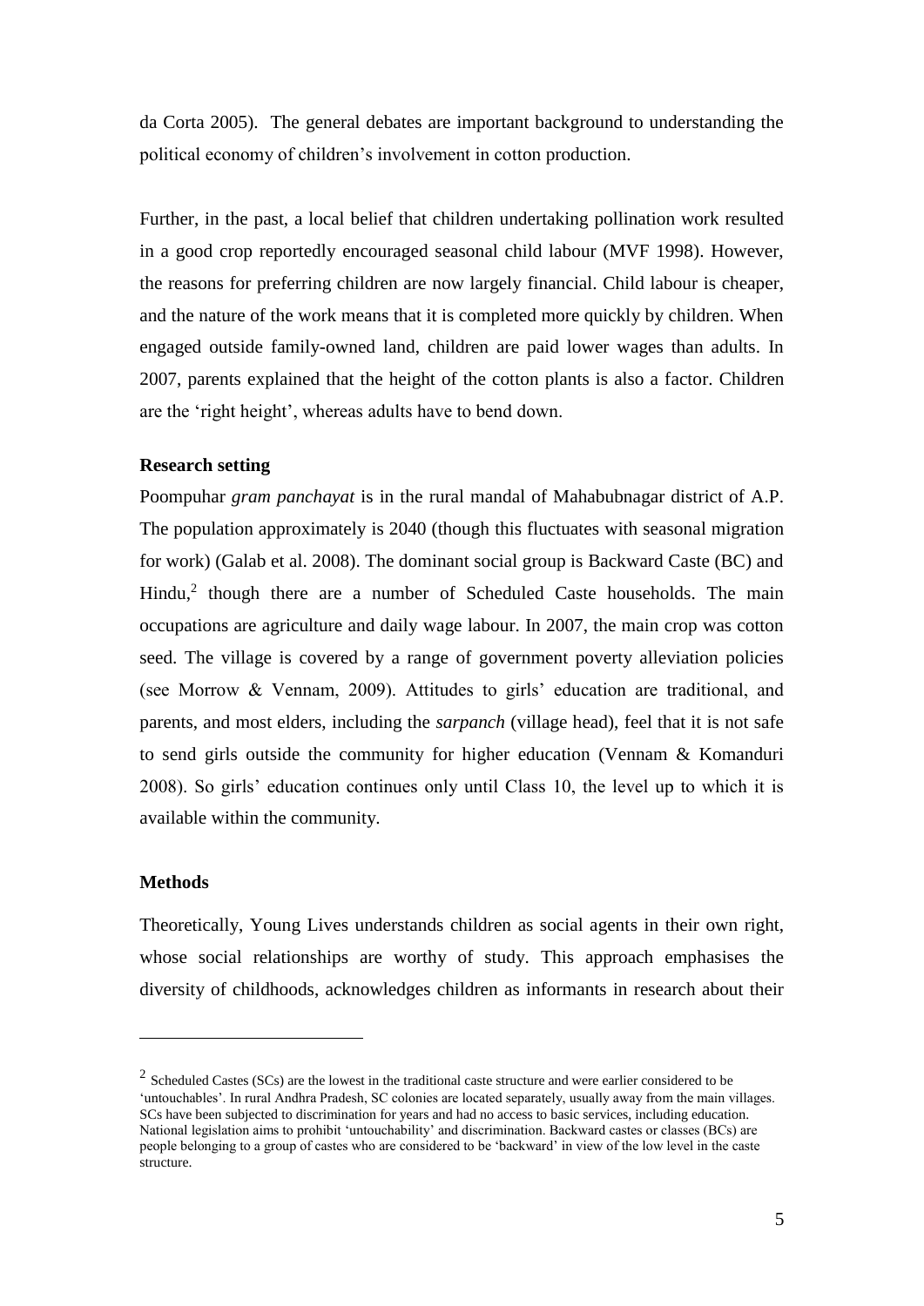da Corta 2005). The general debates are important background to understanding the political economy of children's involvement in cotton production.

Further, in the past, a local belief that children undertaking pollination work resulted in a good crop reportedly encouraged seasonal child labour (MVF 1998). However, the reasons for preferring children are now largely financial. Child labour is cheaper, and the nature of the work means that it is completed more quickly by children. When engaged outside family-owned land, children are paid lower wages than adults. In 2007, parents explained that the height of the cotton plants is also a factor. Children are the 'right height', whereas adults have to bend down.

**Research setting**

Poompuhar *gram panchayat* is in the rural mandal of Mahabubnagar district of A.P. The population approximately is 2040 (though this fluctuates with seasonal migration for work) (Galab et al. 2008). The dominant social group is Backward Caste (BC) and Hindu,[2] though there are a number of Scheduled Caste households. The main occupations are agriculture and daily wage labour. In 2007, the main crop was cotton seed. The village is covered by a range of government poverty alleviation policies (see Morrow & Vennam, 2009). Attitudes to girls' education are traditional, and parents, and most elders, including the *sarpanch* (village head), feel that it is not safe to send girls outside the community for higher education (Vennam & Komanduri 2008). So girls' education continues only until Class 10, the level up to which it is available within the community.

**Methods**

Theoretically, Young Lives understands children as social agents in their own right, whose social relationships are worthy of study. This approach emphasises the diversity of childhoods, acknowledges children as informants in research about their

---

[2] Scheduled Castes (SCs) are the lowest in the traditional caste structure and were earlier considered to be 'untouchables'. In rural Andhra Pradesh, SC colonies are located separately, usually away from the main villages. SCs have been subjected to discrimination for years and had no access to basic services, including education. National legislation aims to prohibit 'untouchability' and discrimination. Backward castes or classes (BCs) are people belonging to a group of castes who are considered to be 'backward' in view of the low level in the caste structure.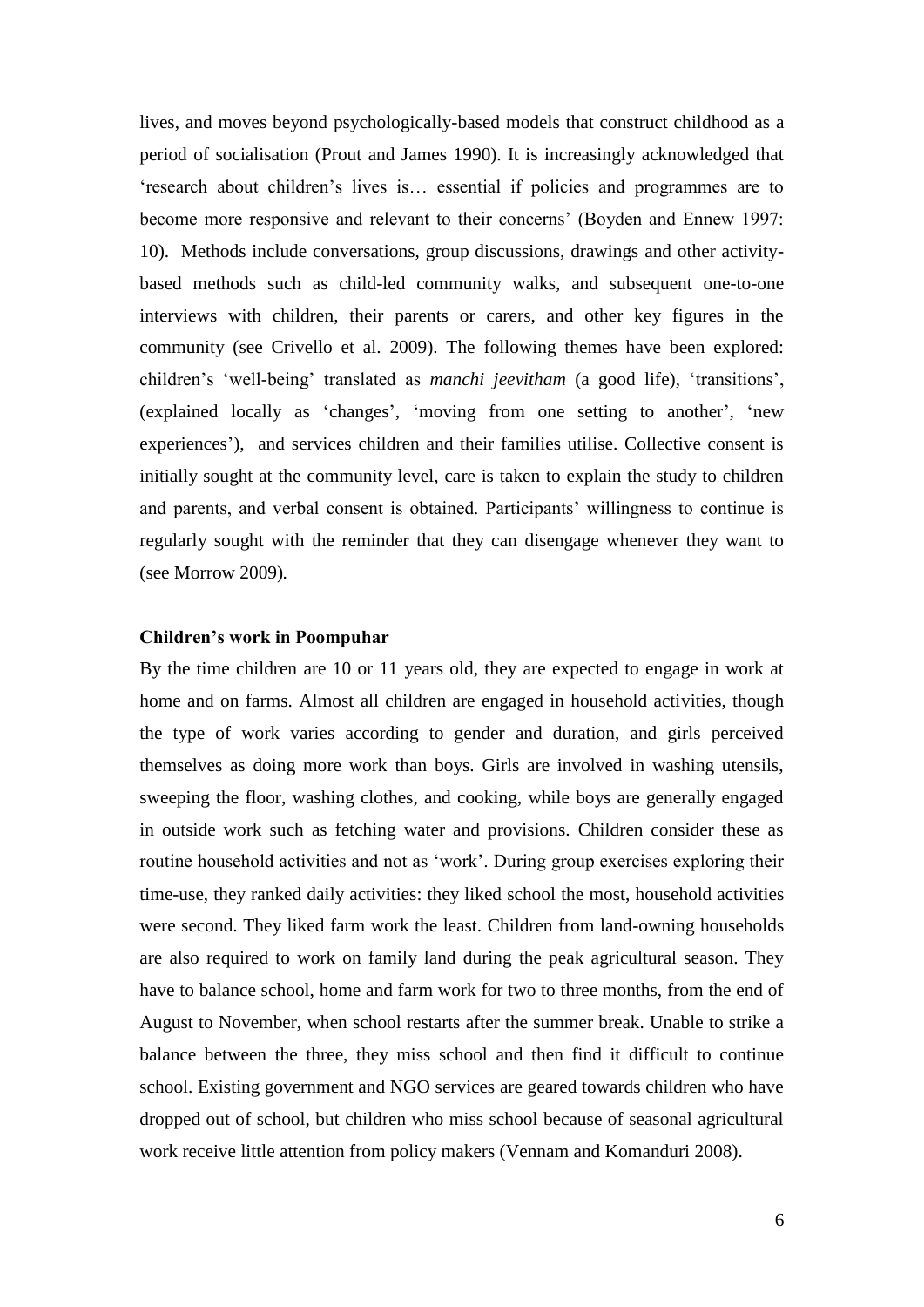lives, and moves beyond psychologically-based models that construct childhood as a period of socialisation (Prout and James 1990). It is increasingly acknowledged that 'research about children's lives is… essential if policies and programmes are to become more responsive and relevant to their concerns' (Boyden and Ennew 1997: 10). Methods include conversations, group discussions, drawings and other activity-based methods such as child-led community walks, and subsequent one-to-one interviews with children, their parents or carers, and other key figures in the community (see Crivello et al. 2009). The following themes have been explored: children's 'well-being' translated as *manchi jeevitham* (a good life), 'transitions', (explained locally as 'changes', 'moving from one setting to another', 'new experiences'), and services children and their families utilise. Collective consent is initially sought at the community level, care is taken to explain the study to children and parents, and verbal consent is obtained. Participants' willingness to continue is regularly sought with the reminder that they can disengage whenever they want to (see Morrow 2009).

**Children's work in Poompuhar**

By the time children are 10 or 11 years old, they are expected to engage in work at home and on farms. Almost all children are engaged in household activities, though the type of work varies according to gender and duration, and girls perceived themselves as doing more work than boys. Girls are involved in washing utensils, sweeping the floor, washing clothes, and cooking, while boys are generally engaged in outside work such as fetching water and provisions. Children consider these as routine household activities and not as 'work'. During group exercises exploring their time-use, they ranked daily activities: they liked school the most, household activities were second. They liked farm work the least. Children from land-owning households are also required to work on family land during the peak agricultural season. They have to balance school, home and farm work for two to three months, from the end of August to November, when school restarts after the summer break. Unable to strike a balance between the three, they miss school and then find it difficult to continue school. Existing government and NGO services are geared towards children who have dropped out of school, but children who miss school because of seasonal agricultural work receive little attention from policy makers (Vennam and Komanduri 2008).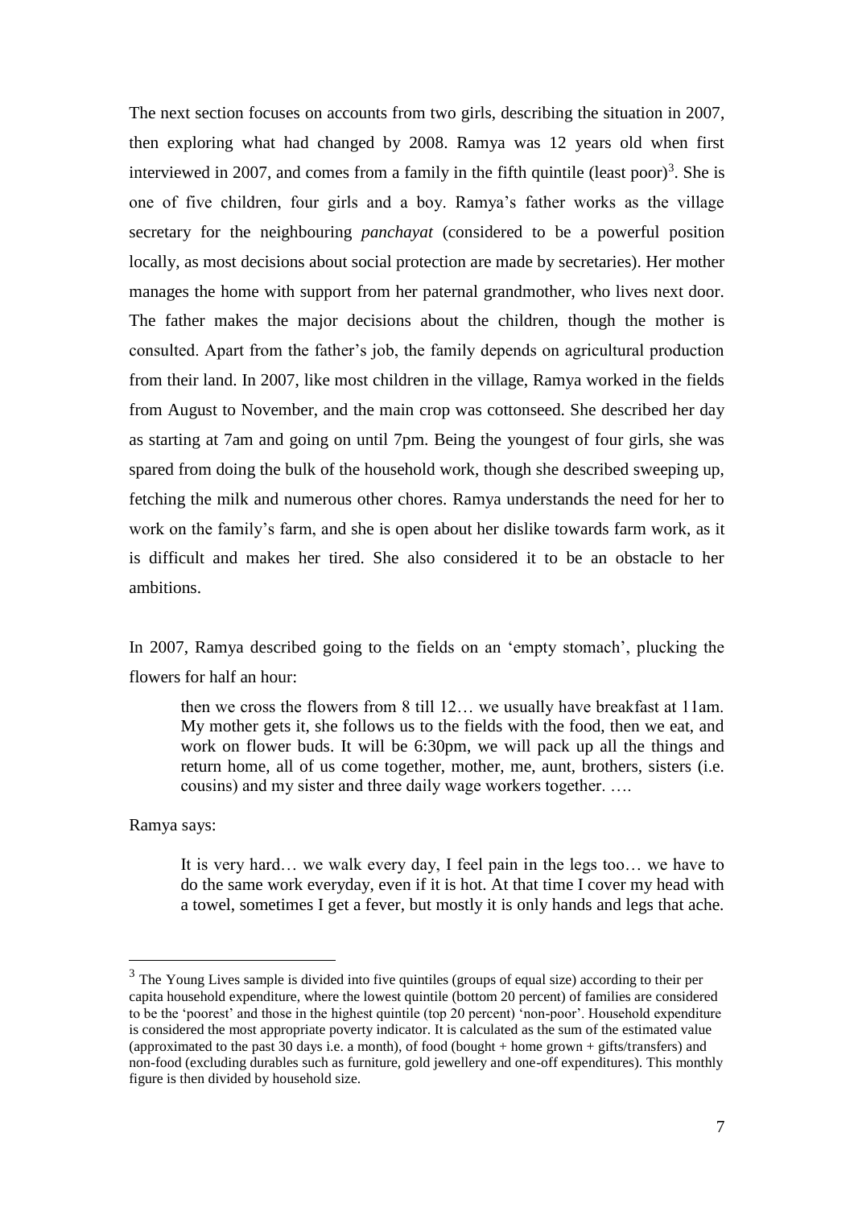The next section focuses on accounts from two girls, describing the situation in 2007, then exploring what had changed by 2008. Ramya was 12 years old when first interviewed in 2007, and comes from a family in the fifth quintile (least poor)[3]. She is one of five children, four girls and a boy. Ramya's father works as the village secretary for the neighbouring *panchayat* (considered to be a powerful position locally, as most decisions about social protection are made by secretaries). Her mother manages the home with support from her paternal grandmother, who lives next door. The father makes the major decisions about the children, though the mother is consulted. Apart from the father's job, the family depends on agricultural production from their land. In 2007, like most children in the village, Ramya worked in the fields from August to November, and the main crop was cottonseed. She described her day as starting at 7am and going on until 7pm. Being the youngest of four girls, she was spared from doing the bulk of the household work, though she described sweeping up, fetching the milk and numerous other chores. Ramya understands the need for her to work on the family's farm, and she is open about her dislike towards farm work, as it is difficult and makes her tired. She also considered it to be an obstacle to her ambitions.

In 2007, Ramya described going to the fields on an 'empty stomach', plucking the flowers for half an hour:

> then we cross the flowers from 8 till 12… we usually have breakfast at 11am. My mother gets it, she follows us to the fields with the food, then we eat, and work on flower buds. It will be 6:30pm, we will pack up all the things and return home, all of us come together, mother, me, aunt, brothers, sisters (i.e. cousins) and my sister and three daily wage workers together. ….

Ramya says:

> It is very hard… we walk every day, I feel pain in the legs too… we have to do the same work everyday, even if it is hot. At that time I cover my head with a towel, sometimes I get a fever, but mostly it is only hands and legs that ache.

---

[3] The Young Lives sample is divided into five quintiles (groups of equal size) according to their per capita household expenditure, where the lowest quintile (bottom 20 percent) of families are considered to be the 'poorest' and those in the highest quintile (top 20 percent) 'non-poor'. Household expenditure is considered the most appropriate poverty indicator. It is calculated as the sum of the estimated value (approximated to the past 30 days i.e. a month), of food (bought + home grown + gifts/transfers) and non-food (excluding durables such as furniture, gold jewellery and one-off expenditures). This monthly figure is then divided by household size.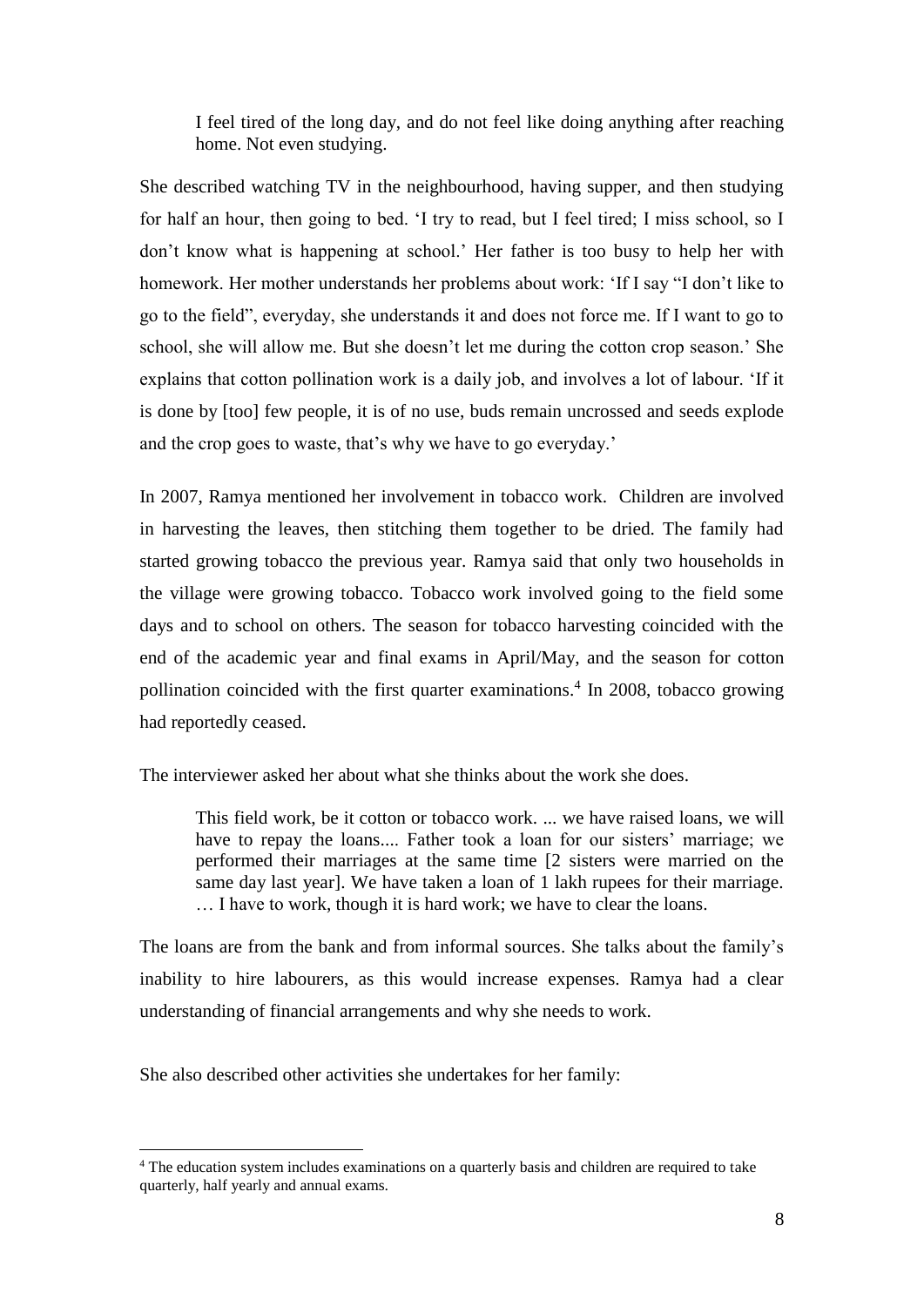> I feel tired of the long day, and do not feel like doing anything after reaching home. Not even studying.

She described watching TV in the neighbourhood, having supper, and then studying for half an hour, then going to bed. 'I try to read, but I feel tired; I miss school, so I don't know what is happening at school.' Her father is too busy to help her with homework. Her mother understands her problems about work: 'If I say "I don't like to go to the field", everyday, she understands it and does not force me. If I want to go to school, she will allow me. But she doesn't let me during the cotton crop season.' She explains that cotton pollination work is a daily job, and involves a lot of labour. 'If it is done by [too] few people, it is of no use, buds remain uncrossed and seeds explode and the crop goes to waste, that's why we have to go everyday.'

In 2007, Ramya mentioned her involvement in tobacco work. Children are involved in harvesting the leaves, then stitching them together to be dried. The family had started growing tobacco the previous year. Ramya said that only two households in the village were growing tobacco. Tobacco work involved going to the field some days and to school on others. The season for tobacco harvesting coincided with the end of the academic year and final exams in April/May, and the season for cotton pollination coincided with the first quarter examinations.[4] In 2008, tobacco growing had reportedly ceased.

The interviewer asked her about what she thinks about the work she does.

> This field work, be it cotton or tobacco work. ... we have raised loans, we will have to repay the loans.... Father took a loan for our sisters' marriage; we performed their marriages at the same time [2 sisters were married on the same day last year]. We have taken a loan of 1 lakh rupees for their marriage. … I have to work, though it is hard work; we have to clear the loans.

The loans are from the bank and from informal sources. She talks about the family's inability to hire labourers, as this would increase expenses. Ramya had a clear understanding of financial arrangements and why she needs to work.

She also described other activities she undertakes for her family:

[4] The education system includes examinations on a quarterly basis and children are required to take quarterly, half yearly and annual exams.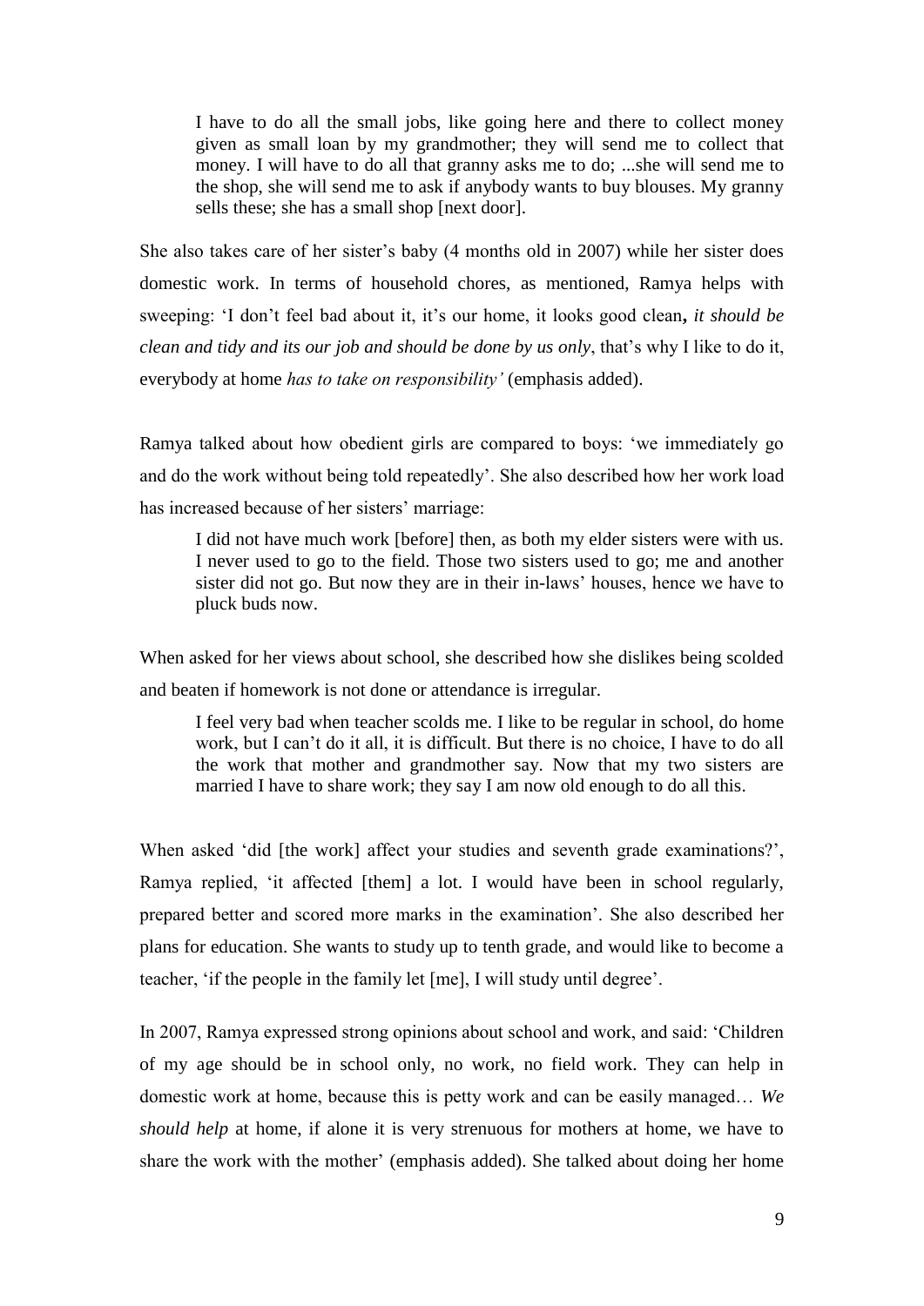> I have to do all the small jobs, like going here and there to collect money given as small loan by my grandmother; they will send me to collect that money. I will have to do all that granny asks me to do; ...she will send me to the shop, she will send me to ask if anybody wants to buy blouses. My granny sells these; she has a small shop [next door].

She also takes care of her sister's baby (4 months old in 2007) while her sister does domestic work. In terms of household chores, as mentioned, Ramya helps with sweeping: 'I don't feel bad about it, it's our home, it looks good clean**,** *it should be clean and tidy and its our job and should be done by us only*, that's why I like to do it, everybody at home *has to take on responsibility'* (emphasis added).

Ramya talked about how obedient girls are compared to boys: 'we immediately go and do the work without being told repeatedly'. She also described how her work load has increased because of her sisters' marriage:

> I did not have much work [before] then, as both my elder sisters were with us. I never used to go to the field. Those two sisters used to go; me and another sister did not go. But now they are in their in-laws' houses, hence we have to pluck buds now.

When asked for her views about school, she described how she dislikes being scolded and beaten if homework is not done or attendance is irregular.

> I feel very bad when teacher scolds me. I like to be regular in school, do home work, but I can't do it all, it is difficult. But there is no choice, I have to do all the work that mother and grandmother say. Now that my two sisters are married I have to share work; they say I am now old enough to do all this.

When asked 'did [the work] affect your studies and seventh grade examinations?', Ramya replied, 'it affected [them] a lot. I would have been in school regularly, prepared better and scored more marks in the examination'. She also described her plans for education. She wants to study up to tenth grade, and would like to become a teacher, 'if the people in the family let [me], I will study until degree'.

In 2007, Ramya expressed strong opinions about school and work, and said: 'Children of my age should be in school only, no work, no field work. They can help in domestic work at home, because this is petty work and can be easily managed… *We should help* at home, if alone it is very strenuous for mothers at home, we have to share the work with the mother' (emphasis added). She talked about doing her home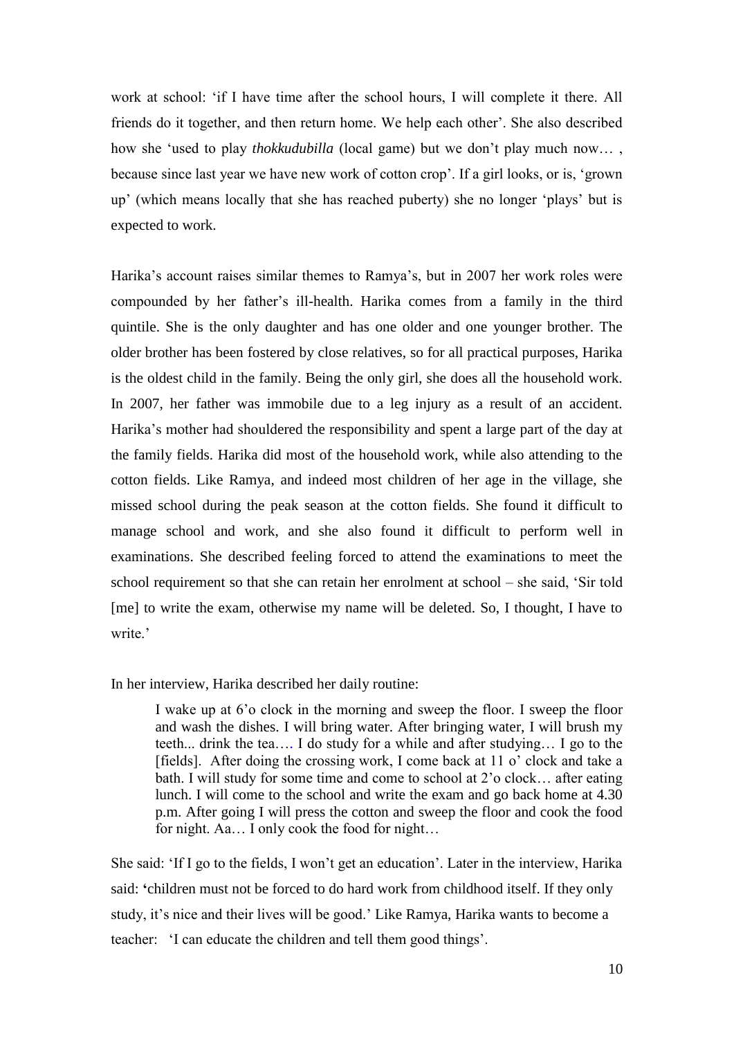work at school: 'if I have time after the school hours, I will complete it there. All friends do it together, and then return home. We help each other'. She also described how she 'used to play *thokkudubilla* (local game) but we don't play much now… , because since last year we have new work of cotton crop'. If a girl looks, or is, 'grown up' (which means locally that she has reached puberty) she no longer 'plays' but is expected to work.

Harika's account raises similar themes to Ramya's, but in 2007 her work roles were compounded by her father's ill-health. Harika comes from a family in the third quintile. She is the only daughter and has one older and one younger brother. The older brother has been fostered by close relatives, so for all practical purposes, Harika is the oldest child in the family. Being the only girl, she does all the household work. In 2007, her father was immobile due to a leg injury as a result of an accident. Harika's mother had shouldered the responsibility and spent a large part of the day at the family fields. Harika did most of the household work, while also attending to the cotton fields. Like Ramya, and indeed most children of her age in the village, she missed school during the peak season at the cotton fields. She found it difficult to manage school and work, and she also found it difficult to perform well in examinations. She described feeling forced to attend the examinations to meet the school requirement so that she can retain her enrolment at school – she said, 'Sir told [me] to write the exam, otherwise my name will be deleted. So, I thought, I have to write.'

In her interview, Harika described her daily routine:

> I wake up at 6'o clock in the morning and sweep the floor. I sweep the floor and wash the dishes. I will bring water. After bringing water, I will brush my teeth... drink the tea…. I do study for a while and after studying… I go to the [fields]. After doing the crossing work, I come back at 11 o' clock and take a bath. I will study for some time and come to school at 2'o clock… after eating lunch. I will come to the school and write the exam and go back home at 4.30 p.m. After going I will press the cotton and sweep the floor and cook the food for night. Aa… I only cook the food for night…

She said: 'If I go to the fields, I won't get an education'. Later in the interview, Harika said: 'children must not be forced to do hard work from childhood itself. If they only study, it's nice and their lives will be good.' Like Ramya, Harika wants to become a teacher: 'I can educate the children and tell them good things'.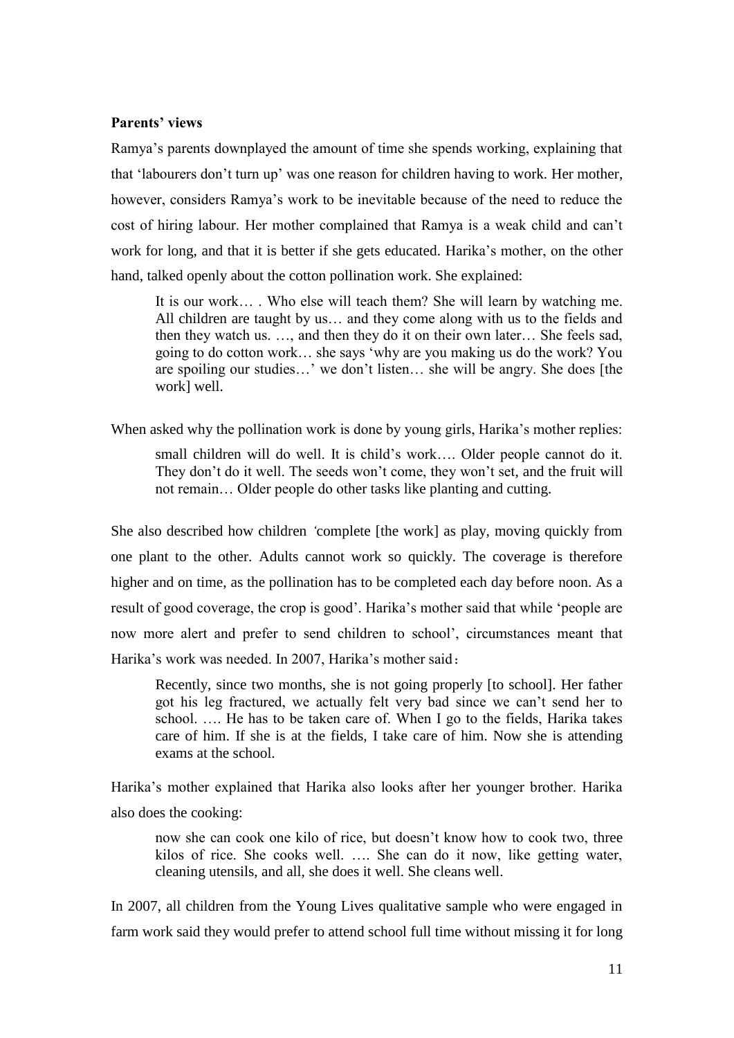**Parents' views**

Ramya's parents downplayed the amount of time she spends working, explaining that that 'labourers don't turn up' was one reason for children having to work. Her mother, however, considers Ramya's work to be inevitable because of the need to reduce the cost of hiring labour. Her mother complained that Ramya is a weak child and can't work for long, and that it is better if she gets educated. Harika's mother, on the other hand, talked openly about the cotton pollination work. She explained:

> It is our work… . Who else will teach them? She will learn by watching me. All children are taught by us… and they come along with us to the fields and then they watch us. …, and then they do it on their own later… She feels sad, going to do cotton work… she says 'why are you making us do the work? You are spoiling our studies…' we don't listen… she will be angry. She does [the work] well.

When asked why the pollination work is done by young girls, Harika's mother replies:

> small children will do well. It is child's work…. Older people cannot do it. They don't do it well. The seeds won't come, they won't set, and the fruit will not remain… Older people do other tasks like planting and cutting.

She also described how children 'complete [the work] as play, moving quickly from one plant to the other. Adults cannot work so quickly. The coverage is therefore higher and on time, as the pollination has to be completed each day before noon. As a result of good coverage, the crop is good'. Harika's mother said that while 'people are now more alert and prefer to send children to school', circumstances meant that Harika's work was needed. In 2007, Harika's mother said：

> Recently, since two months, she is not going properly [to school]. Her father got his leg fractured, we actually felt very bad since we can't send her to school. …. He has to be taken care of. When I go to the fields, Harika takes care of him. If she is at the fields, I take care of him. Now she is attending exams at the school.

Harika's mother explained that Harika also looks after her younger brother. Harika also does the cooking:

> now she can cook one kilo of rice, but doesn't know how to cook two, three kilos of rice. She cooks well. …. She can do it now, like getting water, cleaning utensils, and all, she does it well. She cleans well.

In 2007, all children from the Young Lives qualitative sample who were engaged in farm work said they would prefer to attend school full time without missing it for long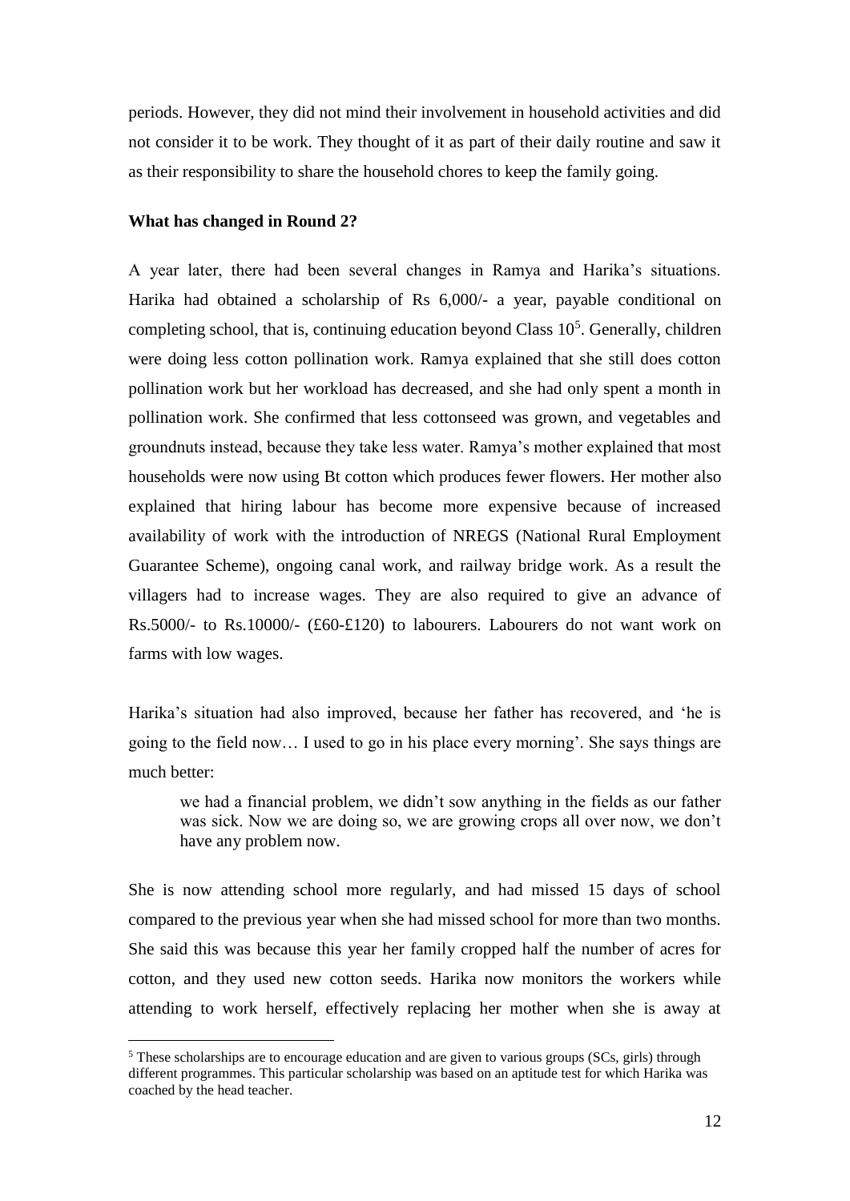periods. However, they did not mind their involvement in household activities and did not consider it to be work. They thought of it as part of their daily routine and saw it as their responsibility to share the household chores to keep the family going.

**What has changed in Round 2?**

A year later, there had been several changes in Ramya and Harika's situations. Harika had obtained a scholarship of Rs 6,000/- a year, payable conditional on completing school, that is, continuing education beyond Class 10[5]. Generally, children were doing less cotton pollination work. Ramya explained that she still does cotton pollination work but her workload has decreased, and she had only spent a month in pollination work. She confirmed that less cottonseed was grown, and vegetables and groundnuts instead, because they take less water. Ramya's mother explained that most households were now using Bt cotton which produces fewer flowers. Her mother also explained that hiring labour has become more expensive because of increased availability of work with the introduction of NREGS (National Rural Employment Guarantee Scheme), ongoing canal work, and railway bridge work. As a result the villagers had to increase wages. They are also required to give an advance of Rs.5000/- to Rs.10000/- (£60-£120) to labourers. Labourers do not want work on farms with low wages.

Harika's situation had also improved, because her father has recovered, and 'he is going to the field now… I used to go in his place every morning'. She says things are much better:

> we had a financial problem, we didn't sow anything in the fields as our father was sick. Now we are doing so, we are growing crops all over now, we don't have any problem now.

She is now attending school more regularly, and had missed 15 days of school compared to the previous year when she had missed school for more than two months. She said this was because this year her family cropped half the number of acres for cotton, and they used new cotton seeds. Harika now monitors the workers while attending to work herself, effectively replacing her mother when she is away at

---

[5] These scholarships are to encourage education and are given to various groups (SCs, girls) through different programmes. This particular scholarship was based on an aptitude test for which Harika was coached by the head teacher.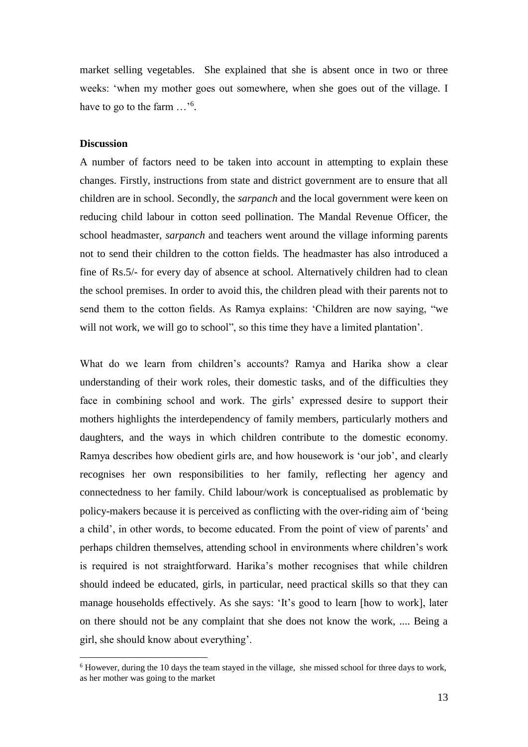market selling vegetables. She explained that she is absent once in two or three weeks: 'when my mother goes out somewhere, when she goes out of the village. I have to go to the farm …'[6].

**Discussion**

A number of factors need to be taken into account in attempting to explain these changes. Firstly, instructions from state and district government are to ensure that all children are in school. Secondly, the *sarpanch* and the local government were keen on reducing child labour in cotton seed pollination. The Mandal Revenue Officer, the school headmaster, *sarpanch* and teachers went around the village informing parents not to send their children to the cotton fields. The headmaster has also introduced a fine of Rs.5/- for every day of absence at school. Alternatively children had to clean the school premises. In order to avoid this, the children plead with their parents not to send them to the cotton fields. As Ramya explains: 'Children are now saying, "we will not work, we will go to school", so this time they have a limited plantation'.

What do we learn from children's accounts? Ramya and Harika show a clear understanding of their work roles, their domestic tasks, and of the difficulties they face in combining school and work. The girls' expressed desire to support their mothers highlights the interdependency of family members, particularly mothers and daughters, and the ways in which children contribute to the domestic economy. Ramya describes how obedient girls are, and how housework is 'our job', and clearly recognises her own responsibilities to her family, reflecting her agency and connectedness to her family. Child labour/work is conceptualised as problematic by policy-makers because it is perceived as conflicting with the over-riding aim of 'being a child', in other words, to become educated. From the point of view of parents' and perhaps children themselves, attending school in environments where children's work is required is not straightforward. Harika's mother recognises that while children should indeed be educated, girls, in particular, need practical skills so that they can manage households effectively. As she says: 'It's good to learn [how to work], later on there should not be any complaint that she does not know the work, .... Being a girl, she should know about everything'.

[6] However, during the 10 days the team stayed in the village, she missed school for three days to work, as her mother was going to the market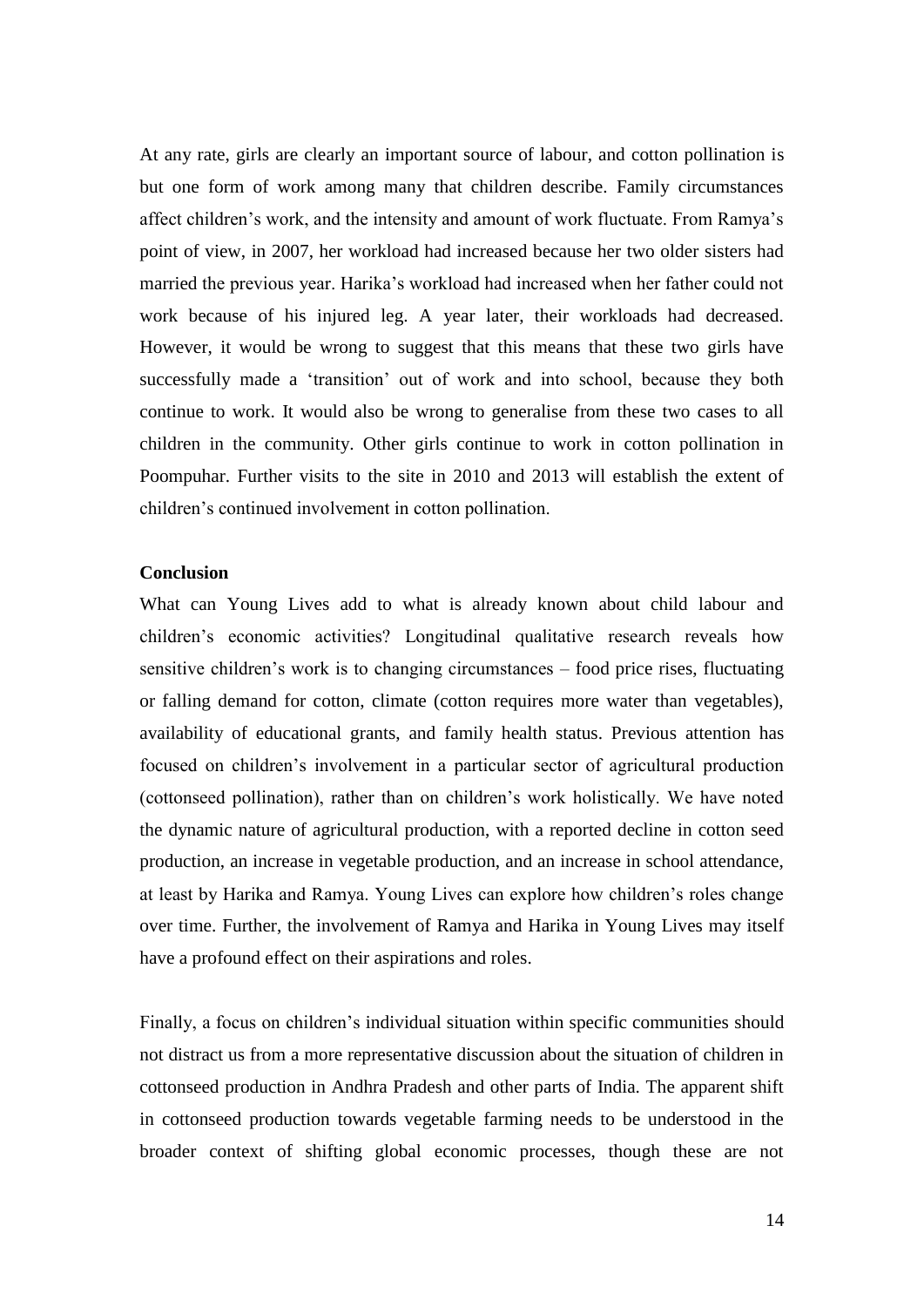At any rate, girls are clearly an important source of labour, and cotton pollination is but one form of work among many that children describe. Family circumstances affect children's work, and the intensity and amount of work fluctuate. From Ramya's point of view, in 2007, her workload had increased because her two older sisters had married the previous year. Harika's workload had increased when her father could not work because of his injured leg. A year later, their workloads had decreased. However, it would be wrong to suggest that this means that these two girls have successfully made a 'transition' out of work and into school, because they both continue to work. It would also be wrong to generalise from these two cases to all children in the community. Other girls continue to work in cotton pollination in Poompuhar. Further visits to the site in 2010 and 2013 will establish the extent of children's continued involvement in cotton pollination.

## Conclusion

What can Young Lives add to what is already known about child labour and children's economic activities? Longitudinal qualitative research reveals how sensitive children's work is to changing circumstances – food price rises, fluctuating or falling demand for cotton, climate (cotton requires more water than vegetables), availability of educational grants, and family health status. Previous attention has focused on children's involvement in a particular sector of agricultural production (cottonseed pollination), rather than on children's work holistically. We have noted the dynamic nature of agricultural production, with a reported decline in cotton seed production, an increase in vegetable production, and an increase in school attendance, at least by Harika and Ramya. Young Lives can explore how children's roles change over time. Further, the involvement of Ramya and Harika in Young Lives may itself have a profound effect on their aspirations and roles.

Finally, a focus on children's individual situation within specific communities should not distract us from a more representative discussion about the situation of children in cottonseed production in Andhra Pradesh and other parts of India. The apparent shift in cottonseed production towards vegetable farming needs to be understood in the broader context of shifting global economic processes, though these are not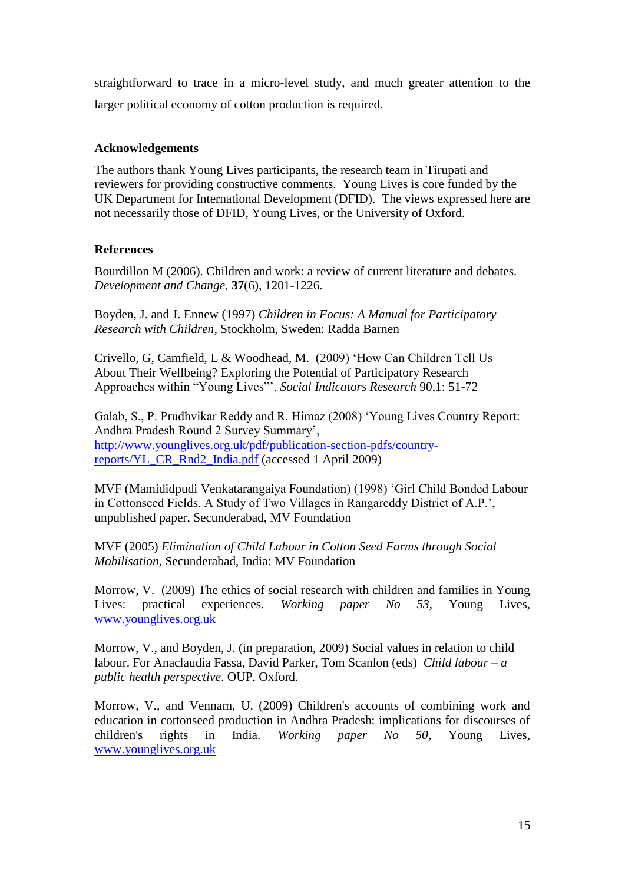straightforward to trace in a micro-level study, and much greater attention to the larger political economy of cotton production is required.

## Acknowledgements

The authors thank Young Lives participants, the research team in Tirupati and reviewers for providing constructive comments. Young Lives is core funded by the UK Department for International Development (DFID). The views expressed here are not necessarily those of DFID, Young Lives, or the University of Oxford.

## References

Bourdillon M (2006). Children and work: a review of current literature and debates. *Development and Change*, **37**(6), 1201-1226.

Boyden, J. and J. Ennew (1997) *Children in Focus: A Manual for Participatory Research with Children*, Stockholm, Sweden: Radda Barnen

Crivello, G, Camfield, L & Woodhead, M. (2009) 'How Can Children Tell Us About Their Wellbeing? Exploring the Potential of Participatory Research Approaches within "Young Lives"', *Social Indicators Research* 90,1: 51-72

Galab, S., P. Prudhvikar Reddy and R. Himaz (2008) 'Young Lives Country Report: Andhra Pradesh Round 2 Survey Summary', http://www.younglives.org.uk/pdf/publication-section-pdfs/country-reports/YL_CR_Rnd2_India.pdf (accessed 1 April 2009)

MVF (Mamididpudi Venkatarangaiya Foundation) (1998) 'Girl Child Bonded Labour in Cottonseed Fields. A Study of Two Villages in Rangareddy District of A.P.', unpublished paper, Secunderabad, MV Foundation

MVF (2005) *Elimination of Child Labour in Cotton Seed Farms through Social Mobilisation*, Secunderabad, India: MV Foundation

Morrow, V. (2009) The ethics of social research with children and families in Young Lives: practical experiences. *Working paper No 53*, Young Lives, www.younglives.org.uk

Morrow, V., and Boyden, J. (in preparation, 2009) Social values in relation to child labour. For Anaclaudia Fassa, David Parker, Tom Scanlon (eds) *Child labour – a public health perspective*. OUP, Oxford.

Morrow, V., and Vennam, U. (2009) Children's accounts of combining work and education in cottonseed production in Andhra Pradesh: implications for discourses of children's rights in India. *Working paper No 50*, Young Lives, www.younglives.org.uk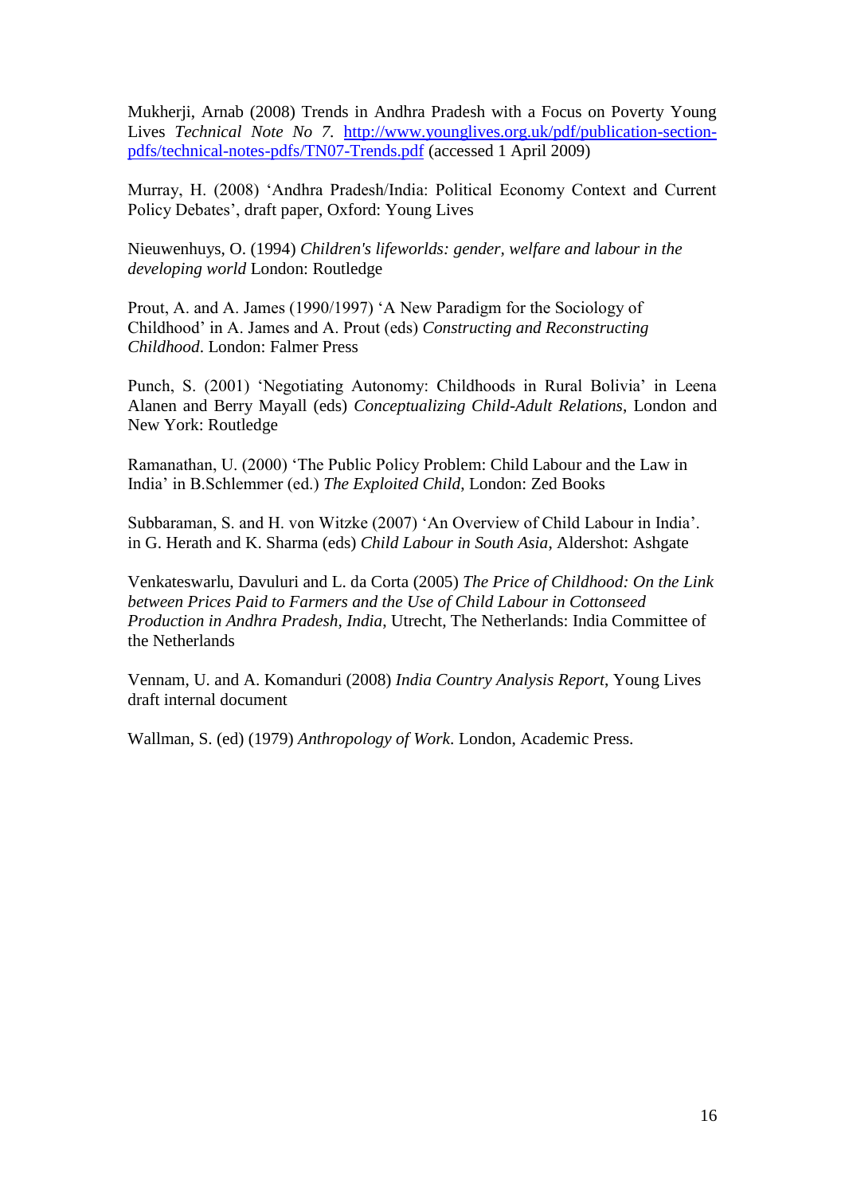Mukherji, Arnab (2008) Trends in Andhra Pradesh with a Focus on Poverty Young Lives *Technical Note No 7.* [http://www.younglives.org.uk/pdf/publication-section-pdfs/technical-notes-pdfs/TN07-Trends.pdf](http://www.younglives.org.uk/pdf/publication-section-pdfs/technical-notes-pdfs/TN07-Trends.pdf) (accessed 1 April 2009)

Murray, H. (2008) 'Andhra Pradesh/India: Political Economy Context and Current Policy Debates', draft paper, Oxford: Young Lives

Nieuwenhuys, O. (1994) *Children's lifeworlds: gender, welfare and labour in the developing world* London: Routledge

Prout, A. and A. James (1990/1997) 'A New Paradigm for the Sociology of Childhood' in A. James and A. Prout (eds) *Constructing and Reconstructing Childhood*. London: Falmer Press

Punch, S. (2001) 'Negotiating Autonomy: Childhoods in Rural Bolivia' in Leena Alanen and Berry Mayall (eds) *Conceptualizing Child-Adult Relations*, London and New York: Routledge

Ramanathan, U. (2000) 'The Public Policy Problem: Child Labour and the Law in India' in B.Schlemmer (ed.) *The Exploited Child*, London: Zed Books

Subbaraman, S. and H. von Witzke (2007) 'An Overview of Child Labour in India'. in G. Herath and K. Sharma (eds) *Child Labour in South Asia*, Aldershot: Ashgate

Venkateswarlu, Davuluri and L. da Corta (2005) *The Price of Childhood: On the Link between Prices Paid to Farmers and the Use of Child Labour in Cottonseed Production in Andhra Pradesh, India*, Utrecht, The Netherlands: India Committee of the Netherlands

Vennam, U. and A. Komanduri (2008) *India Country Analysis Report*, Young Lives draft internal document

Wallman, S. (ed) (1979) *Anthropology of Work*. London, Academic Press.